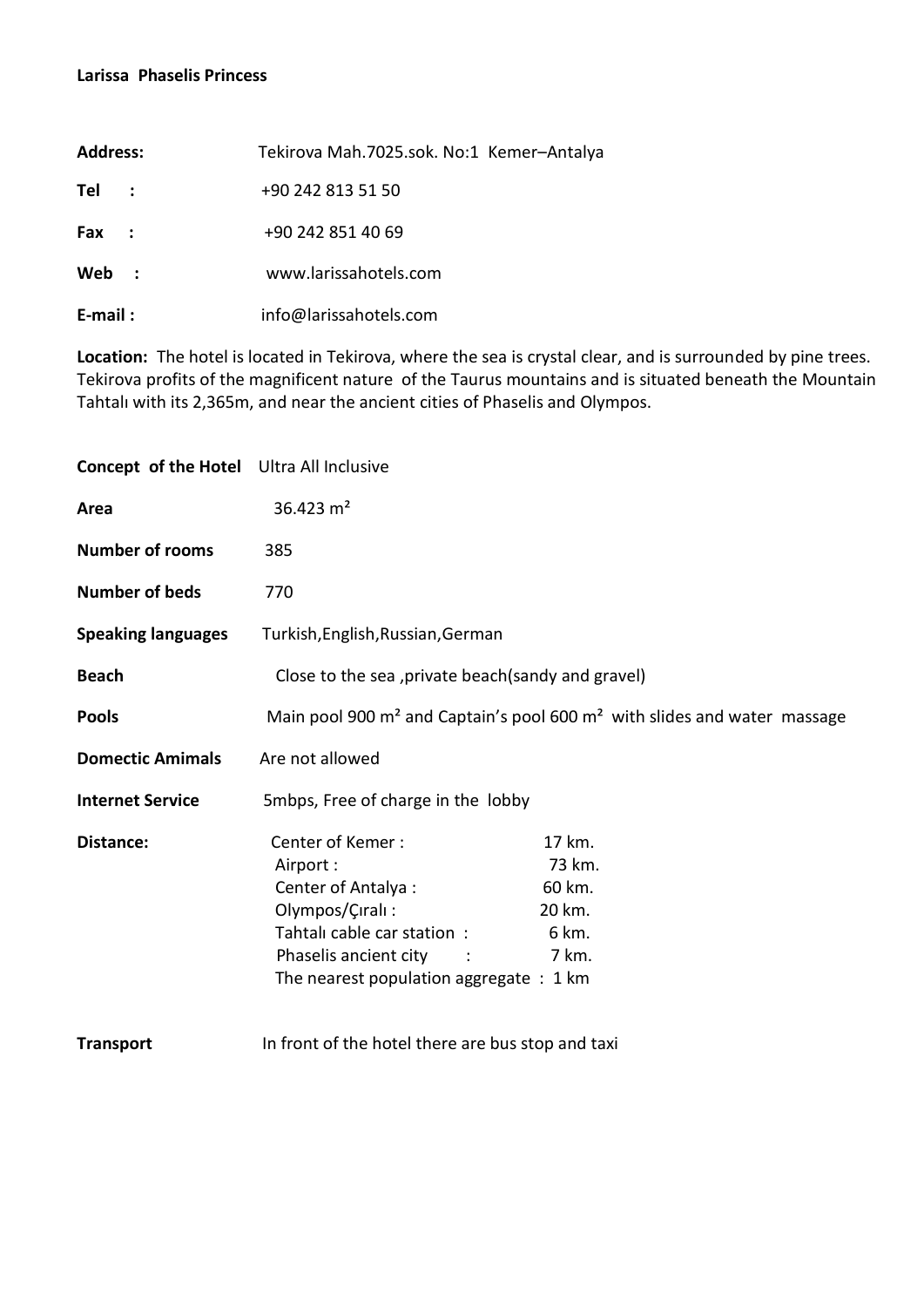**Larissa Phaselis Princess**

| | |
|---|---|
| **Address:** | Tekirova Mah.7025.sok. No:1 Kemer–Antalya |
| **Tel :** | +90 242 813 51 50 |
| **Fax :** | +90 242 851 40 69 |
| **Web :** | www.larissahotels.com |
| **E-mail :** | info@larissahotels.com |

**Location:** The hotel is located in Tekirova, where the sea is crystal clear, and is surrounded by pine trees. Tekirova profits of the magnificent nature of the Taurus mountains and is situated beneath the Mountain Tahtalı with its 2,365m, and near the ancient cities of Phaselis and Olympos.

| | |
|---|---|
| **Concept of the Hotel** | Ultra All Inclusive |
| **Area** | 36.423 m² |
| **Number of rooms** | 385 |
| **Number of beds** | 770 |
| **Speaking languages** | Turkish,English,Russian,German |
| **Beach** | Close to the sea ,private beach(sandy and gravel) |
| **Pools** | Main pool 900 m² and Captain's pool 600 m² with slides and water massage |
| **Domectic Amimals** | Are not allowed |
| **Internet Service** | 5mbps, Free of charge in the lobby |

**Distance:**

| | |
|---|---|
| Center of Kemer : | 17 km. |
| Airport : | 73 km. |
| Center of Antalya : | 60 km. |
| Olympos/Çıralı : | 20 km. |
| Tahtalı cable car station : | 6 km. |
| Phaselis ancient city : | 7 km. |
| The nearest population aggregate : | 1 km |

**Transport** In front of the hotel there are bus stop and taxi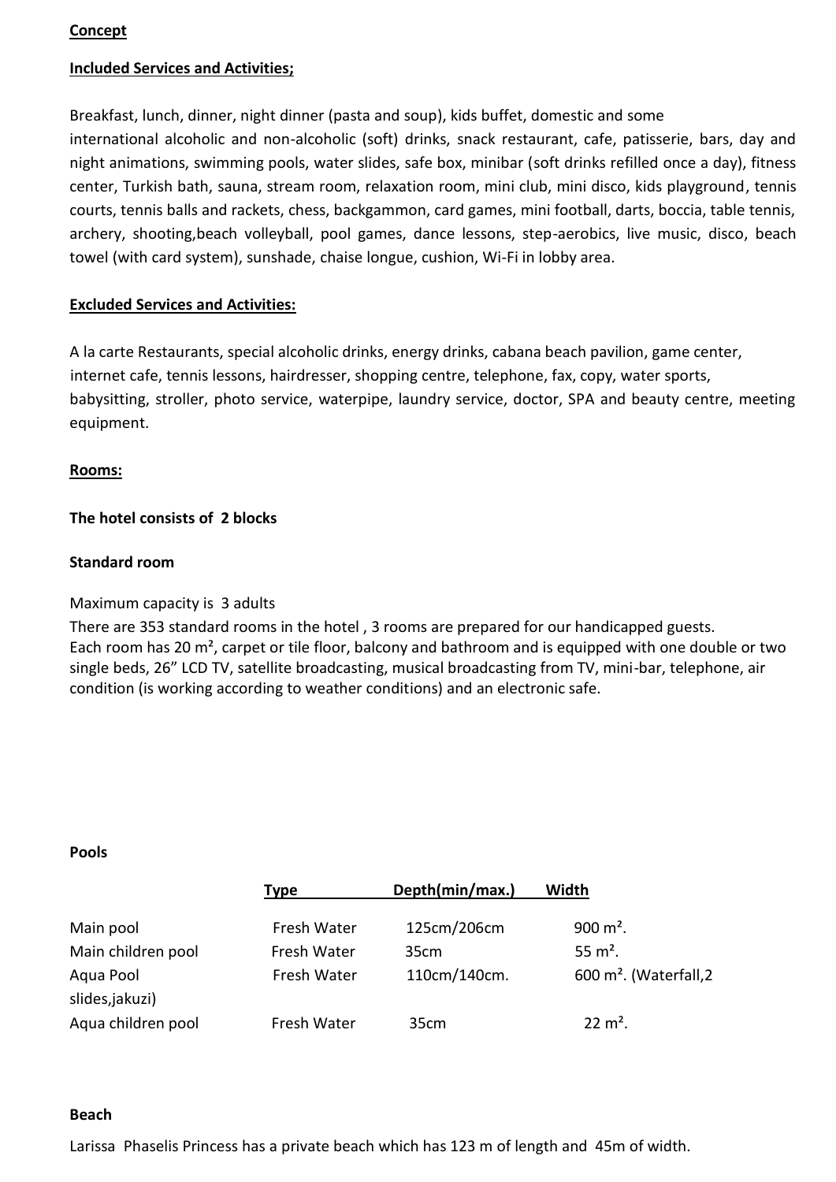**Concept**

**Included Services and Activities;**

Breakfast, lunch, dinner, night dinner (pasta and soup), kids buffet, domestic and some international alcoholic and non-alcoholic (soft) drinks, snack restaurant, cafe, patisserie, bars, day and night animations, swimming pools, water slides, safe box, minibar (soft drinks refilled once a day), fitness center, Turkish bath, sauna, stream room, relaxation room, mini club, mini disco, kids playground, tennis courts, tennis balls and rackets, chess, backgammon, card games, mini football, darts, boccia, table tennis, archery, shooting,beach volleyball, pool games, dance lessons, step-aerobics, live music, disco, beach towel (with card system), sunshade, chaise longue, cushion, Wi-Fi in lobby area.

**Excluded Services and Activities:**

A la carte Restaurants, special alcoholic drinks, energy drinks, cabana beach pavilion, game center, internet cafe, tennis lessons, hairdresser, shopping centre, telephone, fax, copy, water sports, babysitting, stroller, photo service, waterpipe, laundry service, doctor, SPA and beauty centre, meeting equipment.

**Rooms:**

**The hotel consists of 2 blocks**

**Standard room**

Maximum capacity is 3 adults
There are 353 standard rooms in the hotel , 3 rooms are prepared for our handicapped guests.
Each room has 20 m², carpet or tile floor, balcony and bathroom and is equipped with one double or two single beds, 26" LCD TV, satellite broadcasting, musical broadcasting from TV, mini-bar, telephone, air condition (is working according to weather conditions) and an electronic safe.

**Pools**

| | Type | Depth(min/max.) | Width |
|---|---|---|---|
| Main pool | Fresh Water | 125cm/206cm | 900 m². |
| Main children pool | Fresh Water | 35cm | 55 m². |
| Aqua Pool (Waterfall,2 slides,jakuzi) | Fresh Water | 110cm/140cm. | 600 m². |
| Aqua children pool | Fresh Water | 35cm | 22 m². |

**Beach**

Larissa Phaselis Princess has a private beach which has 123 m of length and 45m of width.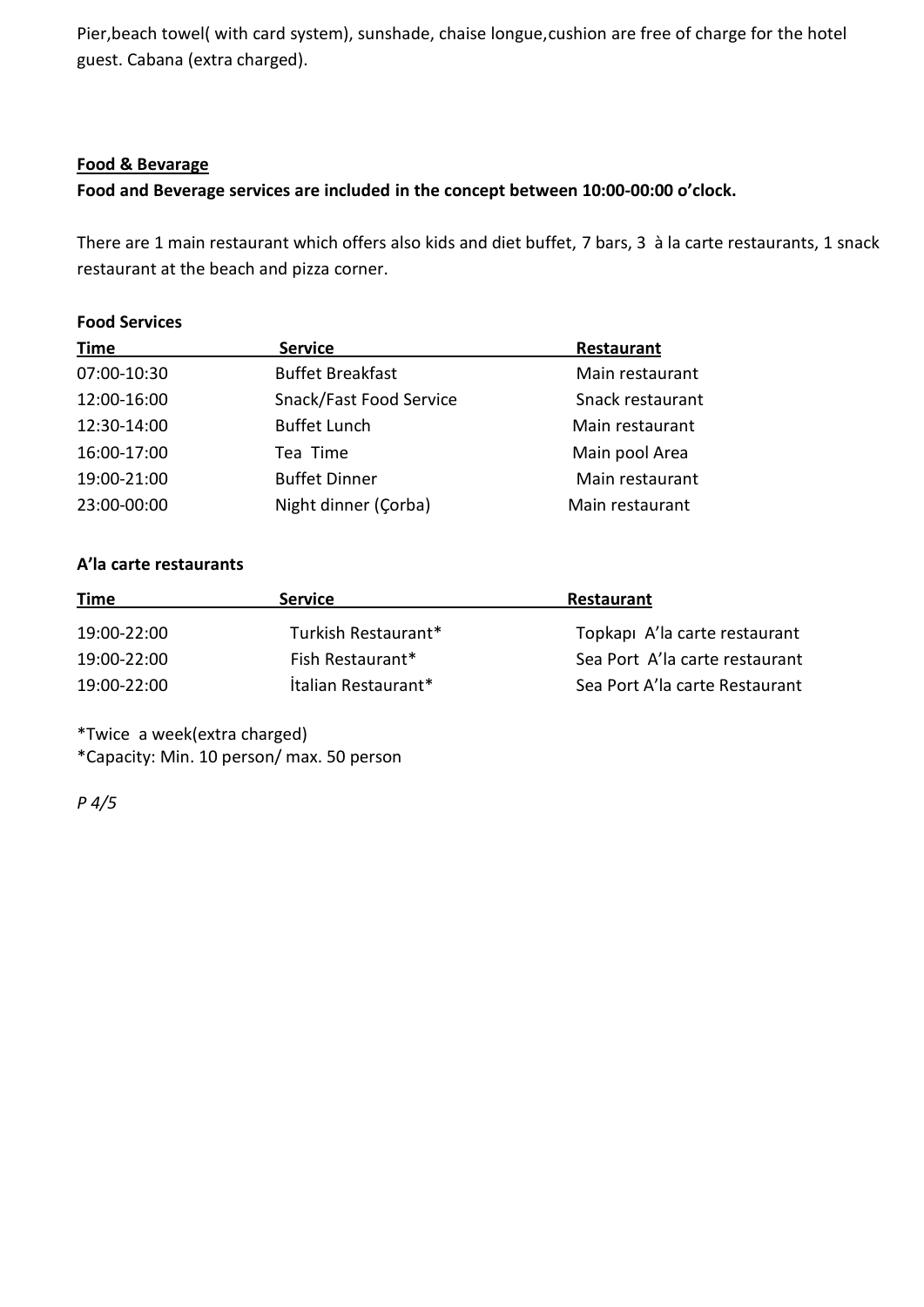Pier,beach towel( with card system), sunshade, chaise longue,cushion are free of charge for the hotel guest. Cabana (extra charged).

**Food & Bevarage**

**Food and Beverage services are included in the concept between 10:00-00:00 o'clock.**

There are 1 main restaurant which offers also kids and diet buffet, 7 bars, 3 à la carte restaurants, 1 snack restaurant at the beach and pizza corner.

**Food Services**

| Time | Service | Restaurant |
|---|---|---|
| 07:00-10:30 | Buffet Breakfast | Main restaurant |
| 12:00-16:00 | Snack/Fast Food Service | Snack restaurant |
| 12:30-14:00 | Buffet Lunch | Main restaurant |
| 16:00-17:00 | Tea Time | Main pool Area |
| 19:00-21:00 | Buffet Dinner | Main restaurant |
| 23:00-00:00 | Night dinner (Çorba) | Main restaurant |

**A'la carte restaurants**

| Time | Service | Restaurant |
|---|---|---|
| 19:00-22:00 | Turkish Restaurant* | Topkapı A'la carte restaurant |
| 19:00-22:00 | Fish Restaurant* | Sea Port A'la carte restaurant |
| 19:00-22:00 | İtalian Restaurant* | Sea Port A'la carte Restaurant |

*Twice a week(extra charged)
*Capacity: Min. 10 person/ max. 50 person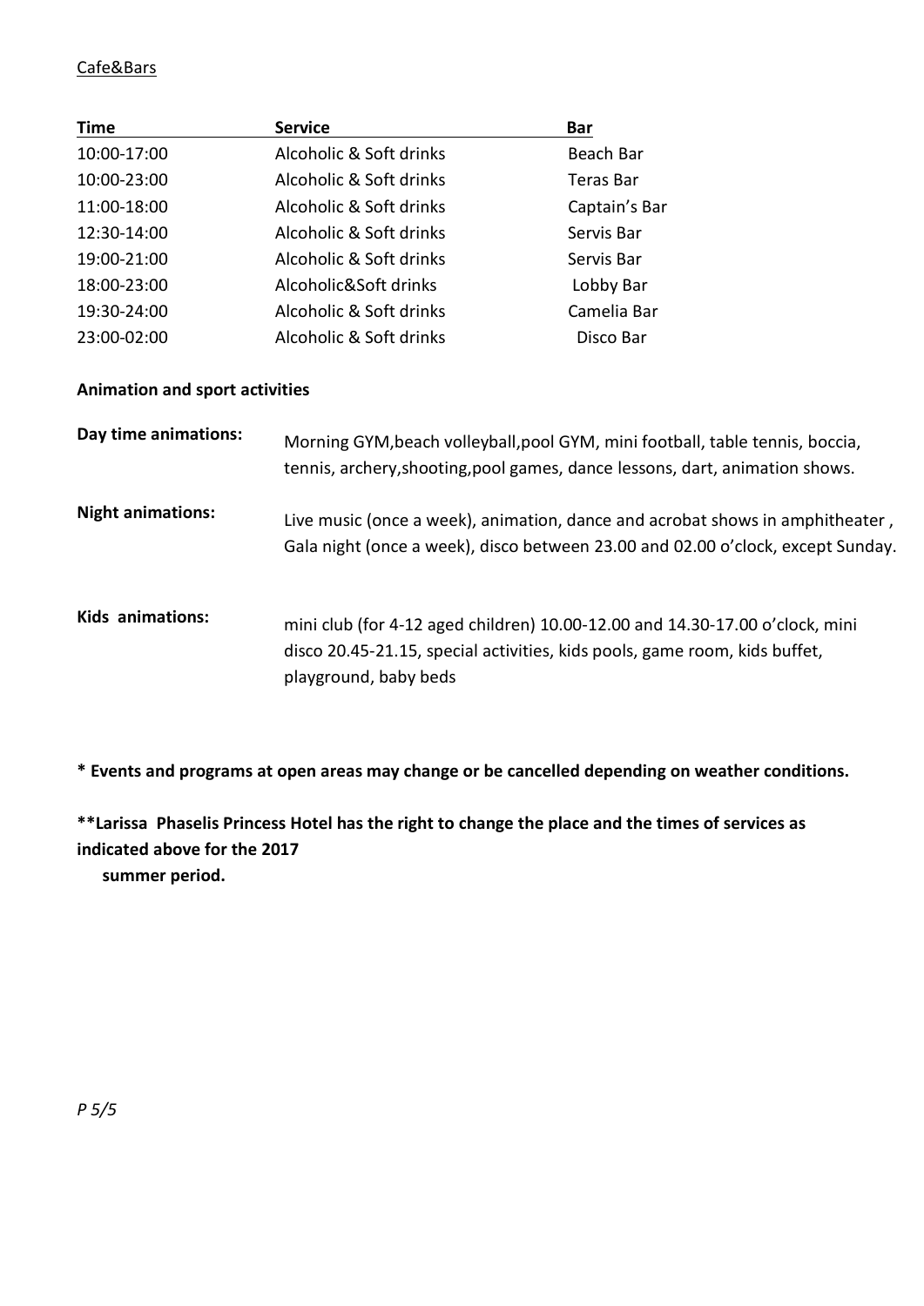Cafe&Bars

| Time | Service | Bar |
|---|---|---|
| 10:00-17:00 | Alcoholic & Soft drinks | Beach Bar |
| 10:00-23:00 | Alcoholic & Soft drinks | Teras Bar |
| 11:00-18:00 | Alcoholic & Soft drinks | Captain's Bar |
| 12:30-14:00 | Alcoholic & Soft drinks | Servis Bar |
| 19:00-21:00 | Alcoholic & Soft drinks | Servis Bar |
| 18:00-23:00 | Alcoholic&Soft drinks | Lobby Bar |
| 19:30-24:00 | Alcoholic & Soft drinks | Camelia Bar |
| 23:00-02:00 | Alcoholic & Soft drinks | Disco Bar |

**Animation and sport activities**

**Day time animations:** Morning GYM,beach volleyball,pool GYM, mini football, table tennis, boccia, tennis, archery,shooting,pool games, dance lessons, dart, animation shows.

**Night animations:** Live music (once a week), animation, dance and acrobat shows in amphitheater , Gala night (once a week), disco between 23.00 and 02.00 o'clock, except Sunday.

**Kids animations:** mini club (for 4-12 aged children) 10.00-12.00 and 14.30-17.00 o'clock, mini disco 20.45-21.15, special activities, kids pools, game room, kids buffet, playground, baby beds

**\* Events and programs at open areas may change or be cancelled depending on weather conditions.**

**\*\*Larissa Phaselis Princess Hotel has the right to change the place and the times of services as indicated above for the 2017 summer period.**